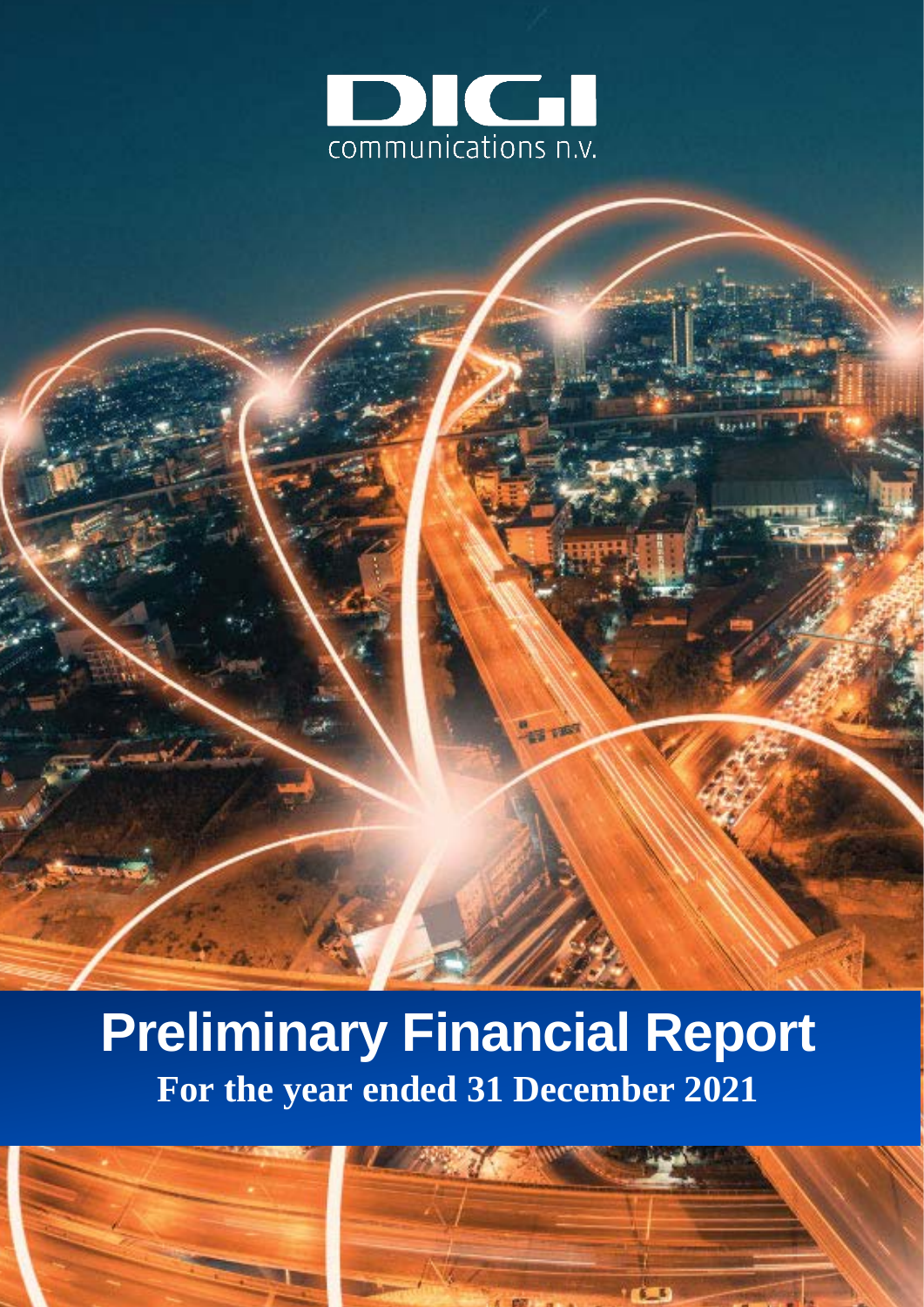DIGI communications n.v.

# Preliminary Financial Report

## For the year ended 31 December 2021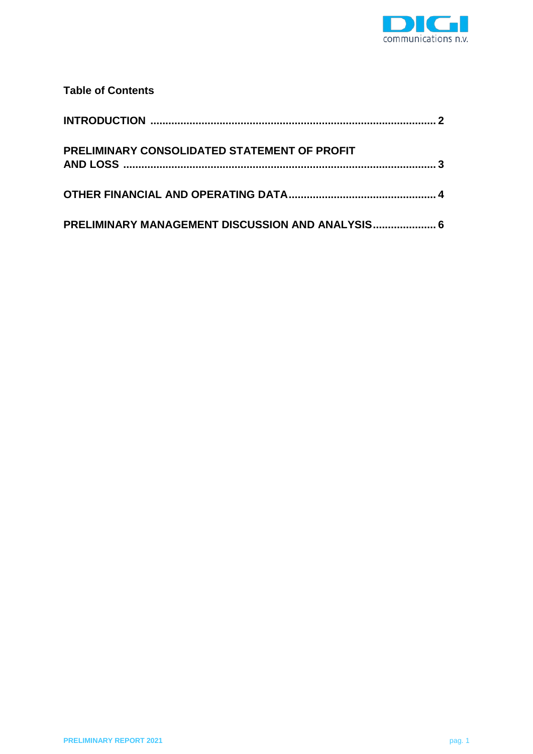**Table of Contents**

**INTRODUCTION** .......... 2

**PRELIMINARY CONSOLIDATED STATEMENT OF PROFIT AND LOSS** .......... 3

**OTHER FINANCIAL AND OPERATING DATA** .......... 4

**PRELIMINARY MANAGEMENT DISCUSSION AND ANALYSIS** .......... 6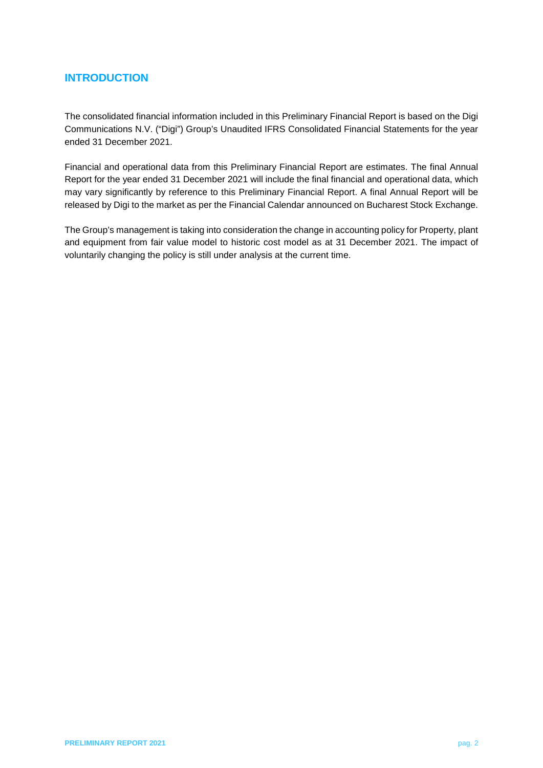## INTRODUCTION

The consolidated financial information included in this Preliminary Financial Report is based on the Digi Communications N.V. ("Digi") Group's Unaudited IFRS Consolidated Financial Statements for the year ended 31 December 2021.

Financial and operational data from this Preliminary Financial Report are estimates. The final Annual Report for the year ended 31 December 2021 will include the final financial and operational data, which may vary significantly by reference to this Preliminary Financial Report. A final Annual Report will be released by Digi to the market as per the Financial Calendar announced on Bucharest Stock Exchange.

The Group's management is taking into consideration the change in accounting policy for Property, plant and equipment from fair value model to historic cost model as at 31 December 2021. The impact of voluntarily changing the policy is still under analysis at the current time.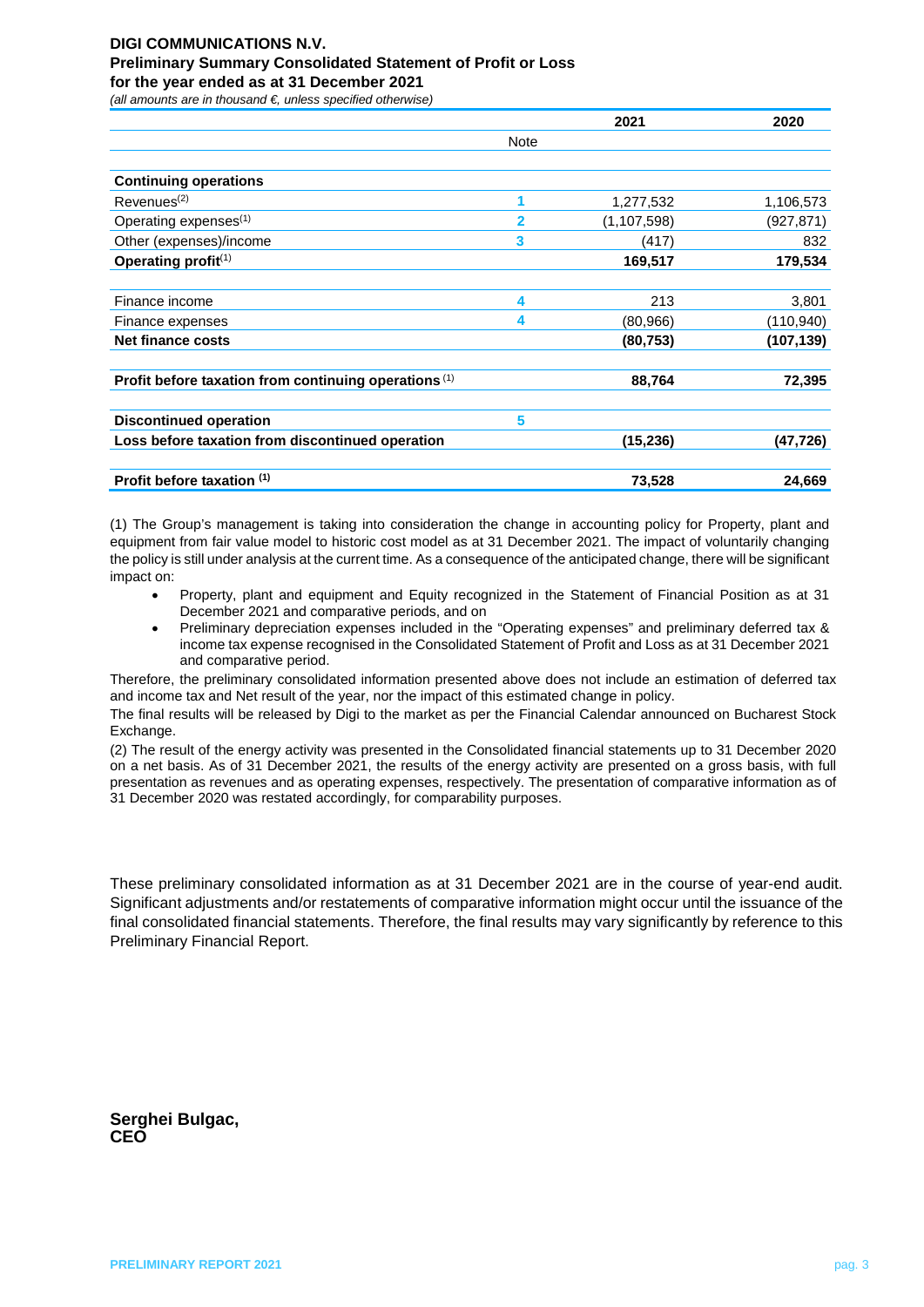**DIGI COMMUNICATIONS N.V.**
**Preliminary Summary Consolidated Statement of Profit or Loss**
**for the year ended as at 31 December 2021**
*(all amounts are in thousand €, unless specified otherwise)*

| | Note | 2021 | 2020 |
|---|---|---|---|
| **Continuing operations** | | | |
| Revenues[2] | 1 | 1,277,532 | 1,106,573 |
| Operating expenses[1] | 2 | (1,107,598) | (927,871) |
| Other (expenses)/income | 3 | (417) | 832 |
| **Operating profit[1]** | | **169,517** | **179,534** |
| Finance income | 4 | 213 | 3,801 |
| Finance expenses | 4 | (80,966) | (110,940) |
| **Net finance costs** | | **(80,753)** | **(107,139)** |
| **Profit before taxation from continuing operations [1]** | | **88,764** | **72,395** |
| **Discontinued operation** | 5 | | |
| **Loss before taxation from discontinued operation** | | **(15,236)** | **(47,726)** |
| **Profit before taxation [1]** | | **73,528** | **24,669** |

(1) The Group's management is taking into consideration the change in accounting policy for Property, plant and equipment from fair value model to historic cost model as at 31 December 2021. The impact of voluntarily changing the policy is still under analysis at the current time. As a consequence of the anticipated change, there will be significant impact on:

- Property, plant and equipment and Equity recognized in the Statement of Financial Position as at 31 December 2021 and comparative periods, and on
- Preliminary depreciation expenses included in the "Operating expenses" and preliminary deferred tax & income tax expense recognised in the Consolidated Statement of Profit and Loss as at 31 December 2021 and comparative period.

Therefore, the preliminary consolidated information presented above does not include an estimation of deferred tax and income tax and Net result of the year, nor the impact of this estimated change in policy.

The final results will be released by Digi to the market as per the Financial Calendar announced on Bucharest Stock Exchange.

(2) The result of the energy activity was presented in the Consolidated financial statements up to 31 December 2020 on a net basis. As of 31 December 2021, the results of the energy activity are presented on a gross basis, with full presentation as revenues and as operating expenses, respectively. The presentation of comparative information as of 31 December 2020 was restated accordingly, for comparability purposes.

These preliminary consolidated information as at 31 December 2021 are in the course of year-end audit. Significant adjustments and/or restatements of comparative information might occur until the issuance of the final consolidated financial statements. Therefore, the final results may vary significantly by reference to this Preliminary Financial Report.

**Serghei Bulgac,**
**CEO**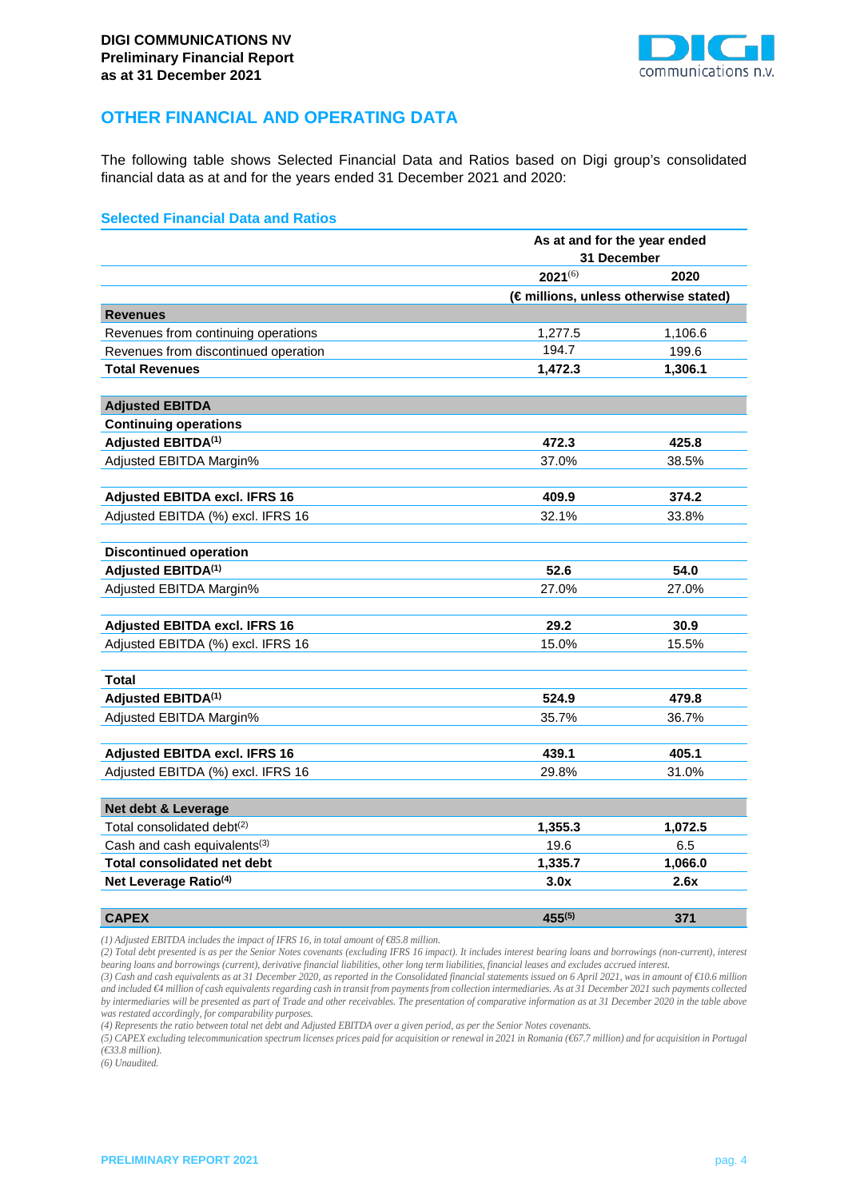## OTHER FINANCIAL AND OPERATING DATA

The following table shows Selected Financial Data and Ratios based on Digi group's consolidated financial data as at and for the years ended 31 December 2021 and 2020:

### Selected Financial Data and Ratios

| | As at and for the year ended 31 December | |
|---|---|---|
| | 2021[(6)] | 2020 |
| | (€ millions, unless otherwise stated) | |
| **Revenues** | | |
| Revenues from continuing operations | 1,277.5 | 1,106.6 |
| Revenues from discontinued operation | 194.7 | 199.6 |
| **Total Revenues** | **1,472.3** | **1,306.1** |
| **Adjusted EBITDA** | | |
| **Continuing operations** | | |
| **Adjusted EBITDA[(1)]** | **472.3** | **425.8** |
| Adjusted EBITDA Margin% | 37.0% | 38.5% |
| **Adjusted EBITDA excl. IFRS 16** | **409.9** | **374.2** |
| Adjusted EBITDA (%) excl. IFRS 16 | 32.1% | 33.8% |
| **Discontinued operation** | | |
| **Adjusted EBITDA[(1)]** | **52.6** | **54.0** |
| Adjusted EBITDA Margin% | 27.0% | 27.0% |
| **Adjusted EBITDA excl. IFRS 16** | **29.2** | **30.9** |
| Adjusted EBITDA (%) excl. IFRS 16 | 15.0% | 15.5% |
| **Total** | | |
| **Adjusted EBITDA[(1)]** | **524.9** | **479.8** |
| Adjusted EBITDA Margin% | 35.7% | 36.7% |
| **Adjusted EBITDA excl. IFRS 16** | **439.1** | **405.1** |
| Adjusted EBITDA (%) excl. IFRS 16 | 29.8% | 31.0% |
| **Net debt & Leverage** | | |
| Total consolidated debt[(2)] | **1,355.3** | **1,072.5** |
| Cash and cash equivalents[(3)] | 19.6 | 6.5 |
| **Total consolidated net debt** | **1,335.7** | **1,066.0** |
| **Net Leverage Ratio[(4)]** | **3.0x** | **2.6x** |
| **CAPEX** | **455[(5)]** | **371** |

*(1) Adjusted EBITDA includes the impact of IFRS 16, in total amount of €85.8 million.*
*(2) Total debt presented is as per the Senior Notes covenants (excluding IFRS 16 impact). It includes interest bearing loans and borrowings (non-current), interest bearing loans and borrowings (current), derivative financial liabilities, other long term liabilities, financial leases and excludes accrued interest.*
*(3) Cash and cash equivalents as at 31 December 2020, as reported in the Consolidated financial statements issued on 6 April 2021, was in amount of €10.6 million and included €4 million of cash equivalents regarding cash in transit from payments from collection intermediaries. As at 31 December 2021 such payments collected by intermediaries will be presented as part of Trade and other receivables. The presentation of comparative information as at 31 December 2020 in the table above was restated accordingly, for comparability purposes.*
*(4) Represents the ratio between total net debt and Adjusted EBITDA over a given period, as per the Senior Notes covenants.*
*(5) CAPEX excluding telecommunication spectrum licenses prices paid for acquisition or renewal in 2021 in Romania (€67.7 million) and for acquisition in Portugal (€33.8 million).*
*(6) Unaudited.*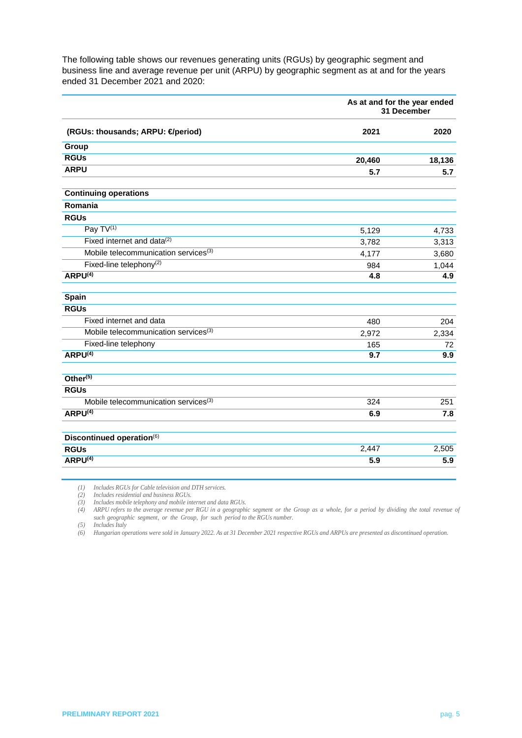The following table shows our revenues generating units (RGUs) by geographic segment and business line and average revenue per unit (ARPU) by geographic segment as at and for the years ended 31 December 2021 and 2020:

| | As at and for the year ended 31 December | |
|---|---|---|
| **(RGUs: thousands; ARPU: €/period)** | **2021** | **2020** |
| **Group** | | |
| **RGUs** | **20,460** | **18,136** |
| **ARPU** | **5.7** | **5.7** |
| | | |
| **Continuing operations** | | |
| **Romania** | | |
| **RGUs** | | |
| Pay TV[(1)] | 5,129 | 4,733 |
| Fixed internet and data[(2)] | 3,782 | 3,313 |
| Mobile telecommunication services[(3)] | 4,177 | 3,680 |
| Fixed-line telephony[(2)] | 984 | 1,044 |
| **ARPU[(4)]** | **4.8** | **4.9** |
| | | |
| **Spain** | | |
| **RGUs** | | |
| Fixed internet and data | 480 | 204 |
| Mobile telecommunication services[(3)] | 2,972 | 2,334 |
| Fixed-line telephony | 165 | 72 |
| **ARPU[(4)]** | **9.7** | **9.9** |
| | | |
| **Other[(5)]** | | |
| **RGUs** | | |
| Mobile telecommunication services[(3)] | 324 | 251 |
| **ARPU[(4)]** | **6.9** | **7.8** |
| | | |
| **Discontinued operation[(6)]** | | |
| **RGUs** | 2,447 | 2,505 |
| **ARPU[(4)]** | **5.9** | **5.9** |

*(1) Includes RGUs for Cable television and DTH services.*
*(2) Includes residential and business RGUs.*
*(3) Includes mobile telephony and mobile internet and data RGUs.*
*(4) ARPU refers to the average revenue per RGU in a geographic segment or the Group as a whole, for a period by dividing the total revenue of such geographic segment, or the Group, for such period to the RGUs number.*
*(5) Includes Italy*
*(6) Hungarian operations were sold in January 2022. As at 31 December 2021 respective RGUs and ARPUs are presented as discontinued operation.*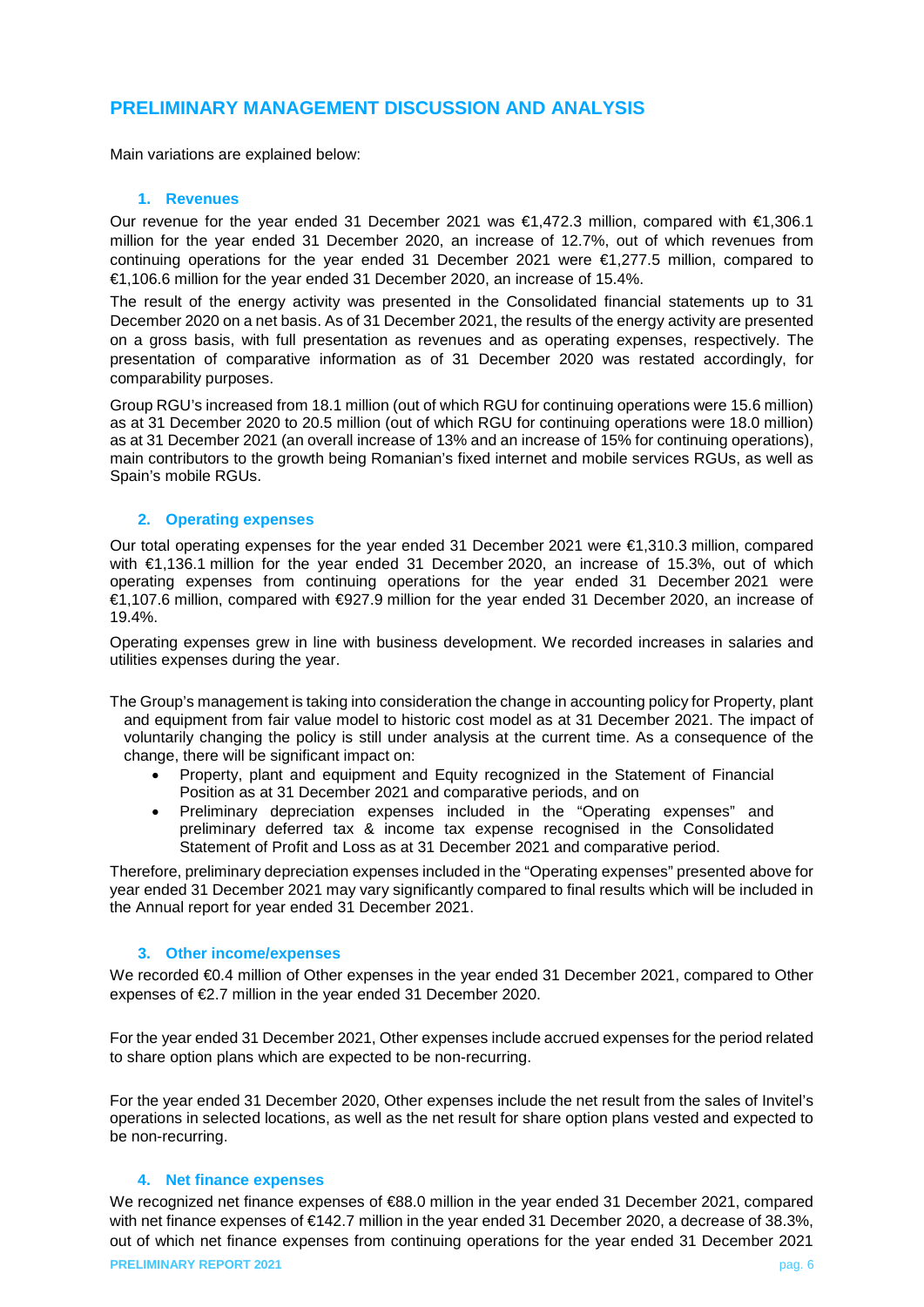## PRELIMINARY MANAGEMENT DISCUSSION AND ANALYSIS

Main variations are explained below:

### 1. Revenues

Our revenue for the year ended 31 December 2021 was €1,472.3 million, compared with €1,306.1 million for the year ended 31 December 2020, an increase of 12.7%, out of which revenues from continuing operations for the year ended 31 December 2021 were €1,277.5 million, compared to €1,106.6 million for the year ended 31 December 2020, an increase of 15.4%.

The result of the energy activity was presented in the Consolidated financial statements up to 31 December 2020 on a net basis. As of 31 December 2021, the results of the energy activity are presented on a gross basis, with full presentation as revenues and as operating expenses, respectively. The presentation of comparative information as of 31 December 2020 was restated accordingly, for comparability purposes.

Group RGU's increased from 18.1 million (out of which RGU for continuing operations were 15.6 million) as at 31 December 2020 to 20.5 million (out of which RGU for continuing operations were 18.0 million) as at 31 December 2021 (an overall increase of 13% and an increase of 15% for continuing operations), main contributors to the growth being Romanian's fixed internet and mobile services RGUs, as well as Spain's mobile RGUs.

### 2. Operating expenses

Our total operating expenses for the year ended 31 December 2021 were €1,310.3 million, compared with €1,136.1 million for the year ended 31 December 2020, an increase of 15.3%, out of which operating expenses from continuing operations for the year ended 31 December 2021 were €1,107.6 million, compared with €927.9 million for the year ended 31 December 2020, an increase of 19.4%.

Operating expenses grew in line with business development. We recorded increases in salaries and utilities expenses during the year.

The Group's management is taking into consideration the change in accounting policy for Property, plant and equipment from fair value model to historic cost model as at 31 December 2021. The impact of voluntarily changing the policy is still under analysis at the current time. As a consequence of the change, there will be significant impact on:

- Property, plant and equipment and Equity recognized in the Statement of Financial Position as at 31 December 2021 and comparative periods, and on
- Preliminary depreciation expenses included in the "Operating expenses" and preliminary deferred tax & income tax expense recognised in the Consolidated Statement of Profit and Loss as at 31 December 2021 and comparative period.

Therefore, preliminary depreciation expenses included in the "Operating expenses" presented above for year ended 31 December 2021 may vary significantly compared to final results which will be included in the Annual report for year ended 31 December 2021.

### 3. Other income/expenses

We recorded €0.4 million of Other expenses in the year ended 31 December 2021, compared to Other expenses of €2.7 million in the year ended 31 December 2020.

For the year ended 31 December 2021, Other expenses include accrued expenses for the period related to share option plans which are expected to be non-recurring.

For the year ended 31 December 2020, Other expenses include the net result from the sales of Invitel's operations in selected locations, as well as the net result for share option plans vested and expected to be non-recurring.

### 4. Net finance expenses

We recognized net finance expenses of €88.0 million in the year ended 31 December 2021, compared with net finance expenses of €142.7 million in the year ended 31 December 2020, a decrease of 38.3%, out of which net finance expenses from continuing operations for the year ended 31 December 2021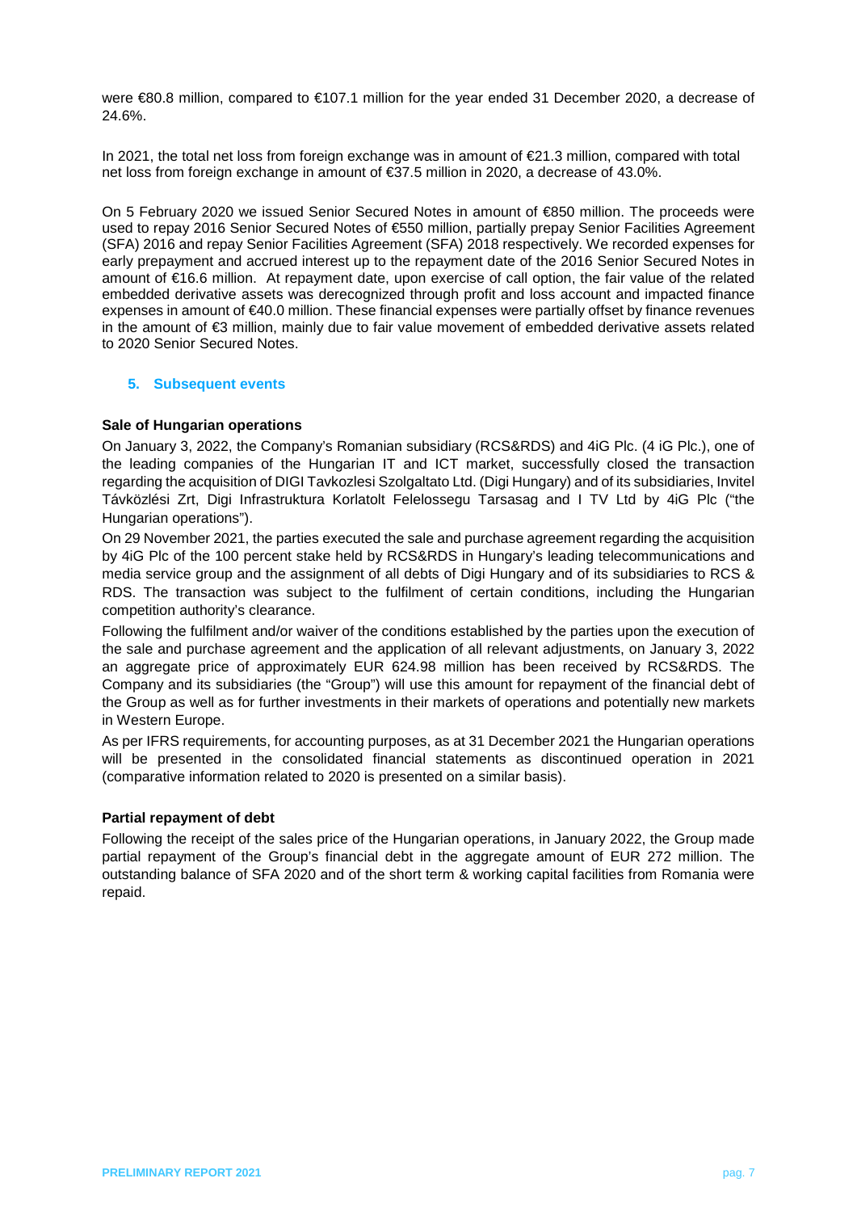were €80.8 million, compared to €107.1 million for the year ended 31 December 2020, a decrease of 24.6%.

In 2021, the total net loss from foreign exchange was in amount of €21.3 million, compared with total net loss from foreign exchange in amount of €37.5 million in 2020, a decrease of 43.0%.

On 5 February 2020 we issued Senior Secured Notes in amount of €850 million. The proceeds were used to repay 2016 Senior Secured Notes of €550 million, partially prepay Senior Facilities Agreement (SFA) 2016 and repay Senior Facilities Agreement (SFA) 2018 respectively. We recorded expenses for early prepayment and accrued interest up to the repayment date of the 2016 Senior Secured Notes in amount of €16.6 million. At repayment date, upon exercise of call option, the fair value of the related embedded derivative assets was derecognized through profit and loss account and impacted finance expenses in amount of €40.0 million. These financial expenses were partially offset by finance revenues in the amount of €3 million, mainly due to fair value movement of embedded derivative assets related to 2020 Senior Secured Notes.

## 5. Subsequent events

**Sale of Hungarian operations**

On January 3, 2022, the Company's Romanian subsidiary (RCS&RDS) and 4iG Plc. (4 iG Plc.), one of the leading companies of the Hungarian IT and ICT market, successfully closed the transaction regarding the acquisition of DIGI Tavkozlesi Szolgaltato Ltd. (Digi Hungary) and of its subsidiaries, Invitel Távközlési Zrt, Digi Infrastruktura Korlatolt Felelossegu Tarsasag and I TV Ltd by 4iG Plc ("the Hungarian operations").

On 29 November 2021, the parties executed the sale and purchase agreement regarding the acquisition by 4iG Plc of the 100 percent stake held by RCS&RDS in Hungary's leading telecommunications and media service group and the assignment of all debts of Digi Hungary and of its subsidiaries to RCS & RDS. The transaction was subject to the fulfilment of certain conditions, including the Hungarian competition authority's clearance.

Following the fulfilment and/or waiver of the conditions established by the parties upon the execution of the sale and purchase agreement and the application of all relevant adjustments, on January 3, 2022 an aggregate price of approximately EUR 624.98 million has been received by RCS&RDS. The Company and its subsidiaries (the "Group") will use this amount for repayment of the financial debt of the Group as well as for further investments in their markets of operations and potentially new markets in Western Europe.

As per IFRS requirements, for accounting purposes, as at 31 December 2021 the Hungarian operations will be presented in the consolidated financial statements as discontinued operation in 2021 (comparative information related to 2020 is presented on a similar basis).

**Partial repayment of debt**

Following the receipt of the sales price of the Hungarian operations, in January 2022, the Group made partial repayment of the Group's financial debt in the aggregate amount of EUR 272 million. The outstanding balance of SFA 2020 and of the short term & working capital facilities from Romania were repaid.